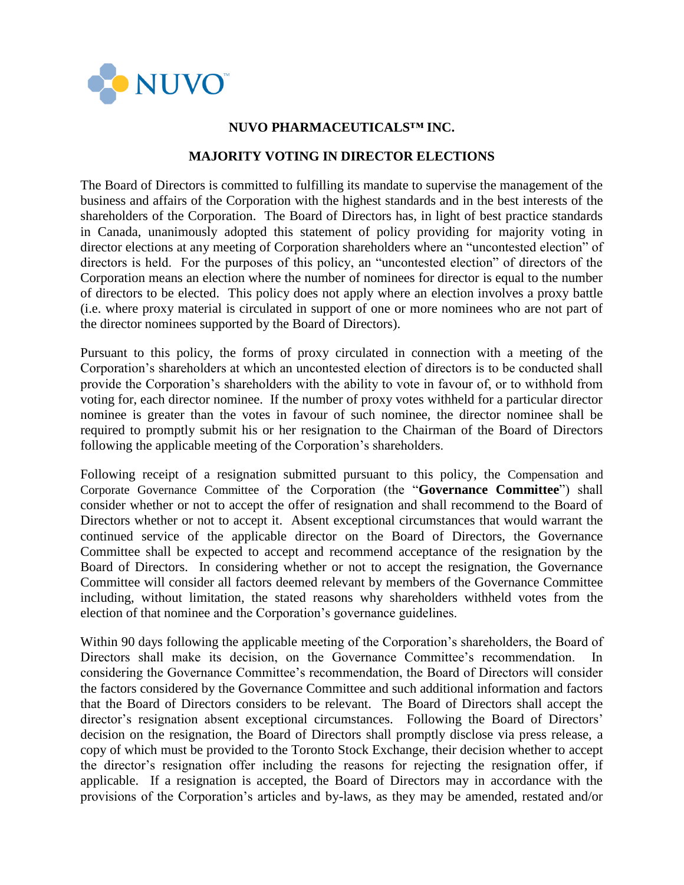# NUVO PHARMACEUTICALS™ INC.

## MAJORITY VOTING IN DIRECTOR ELECTIONS

The Board of Directors is committed to fulfilling its mandate to supervise the management of the business and affairs of the Corporation with the highest standards and in the best interests of the shareholders of the Corporation. The Board of Directors has, in light of best practice standards in Canada, unanimously adopted this statement of policy providing for majority voting in director elections at any meeting of Corporation shareholders where an "uncontested election" of directors is held. For the purposes of this policy, an "uncontested election" of directors of the Corporation means an election where the number of nominees for director is equal to the number of directors to be elected. This policy does not apply where an election involves a proxy battle (i.e. where proxy material is circulated in support of one or more nominees who are not part of the director nominees supported by the Board of Directors).

Pursuant to this policy, the forms of proxy circulated in connection with a meeting of the Corporation's shareholders at which an uncontested election of directors is to be conducted shall provide the Corporation's shareholders with the ability to vote in favour of, or to withhold from voting for, each director nominee. If the number of proxy votes withheld for a particular director nominee is greater than the votes in favour of such nominee, the director nominee shall be required to promptly submit his or her resignation to the Chairman of the Board of Directors following the applicable meeting of the Corporation's shareholders.

Following receipt of a resignation submitted pursuant to this policy, the Compensation and Corporate Governance Committee of the Corporation (the "**Governance Committee**") shall consider whether or not to accept the offer of resignation and shall recommend to the Board of Directors whether or not to accept it. Absent exceptional circumstances that would warrant the continued service of the applicable director on the Board of Directors, the Governance Committee shall be expected to accept and recommend acceptance of the resignation by the Board of Directors. In considering whether or not to accept the resignation, the Governance Committee will consider all factors deemed relevant by members of the Governance Committee including, without limitation, the stated reasons why shareholders withheld votes from the election of that nominee and the Corporation's governance guidelines.

Within 90 days following the applicable meeting of the Corporation's shareholders, the Board of Directors shall make its decision, on the Governance Committee's recommendation. In considering the Governance Committee's recommendation, the Board of Directors will consider the factors considered by the Governance Committee and such additional information and factors that the Board of Directors considers to be relevant. The Board of Directors shall accept the director's resignation absent exceptional circumstances. Following the Board of Directors' decision on the resignation, the Board of Directors shall promptly disclose via press release, a copy of which must be provided to the Toronto Stock Exchange, their decision whether to accept the director's resignation offer including the reasons for rejecting the resignation offer, if applicable. If a resignation is accepted, the Board of Directors may in accordance with the provisions of the Corporation's articles and by-laws, as they may be amended, restated and/or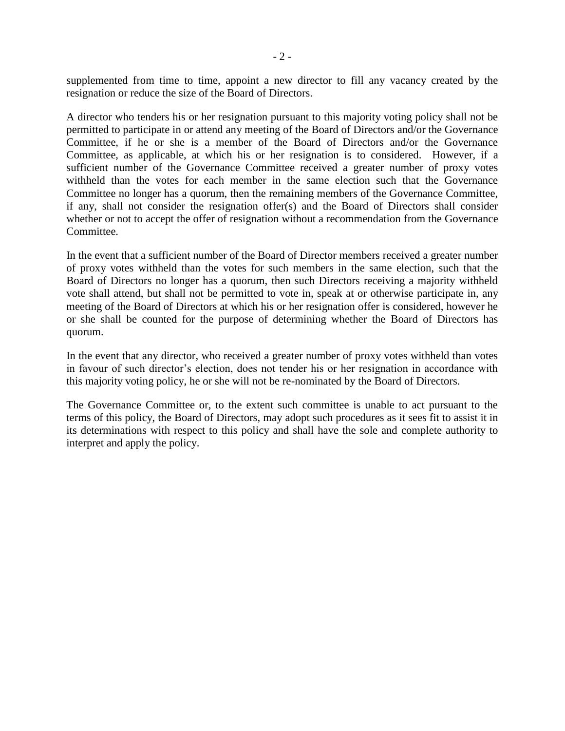supplemented from time to time, appoint a new director to fill any vacancy created by the resignation or reduce the size of the Board of Directors.

A director who tenders his or her resignation pursuant to this majority voting policy shall not be permitted to participate in or attend any meeting of the Board of Directors and/or the Governance Committee, if he or she is a member of the Board of Directors and/or the Governance Committee, as applicable, at which his or her resignation is to considered. However, if a sufficient number of the Governance Committee received a greater number of proxy votes withheld than the votes for each member in the same election such that the Governance Committee no longer has a quorum, then the remaining members of the Governance Committee, if any, shall not consider the resignation offer(s) and the Board of Directors shall consider whether or not to accept the offer of resignation without a recommendation from the Governance Committee.

In the event that a sufficient number of the Board of Director members received a greater number of proxy votes withheld than the votes for such members in the same election, such that the Board of Directors no longer has a quorum, then such Directors receiving a majority withheld vote shall attend, but shall not be permitted to vote in, speak at or otherwise participate in, any meeting of the Board of Directors at which his or her resignation offer is considered, however he or she shall be counted for the purpose of determining whether the Board of Directors has quorum.

In the event that any director, who received a greater number of proxy votes withheld than votes in favour of such director's election, does not tender his or her resignation in accordance with this majority voting policy, he or she will not be re-nominated by the Board of Directors.

The Governance Committee or, to the extent such committee is unable to act pursuant to the terms of this policy, the Board of Directors, may adopt such procedures as it sees fit to assist it in its determinations with respect to this policy and shall have the sole and complete authority to interpret and apply the policy.